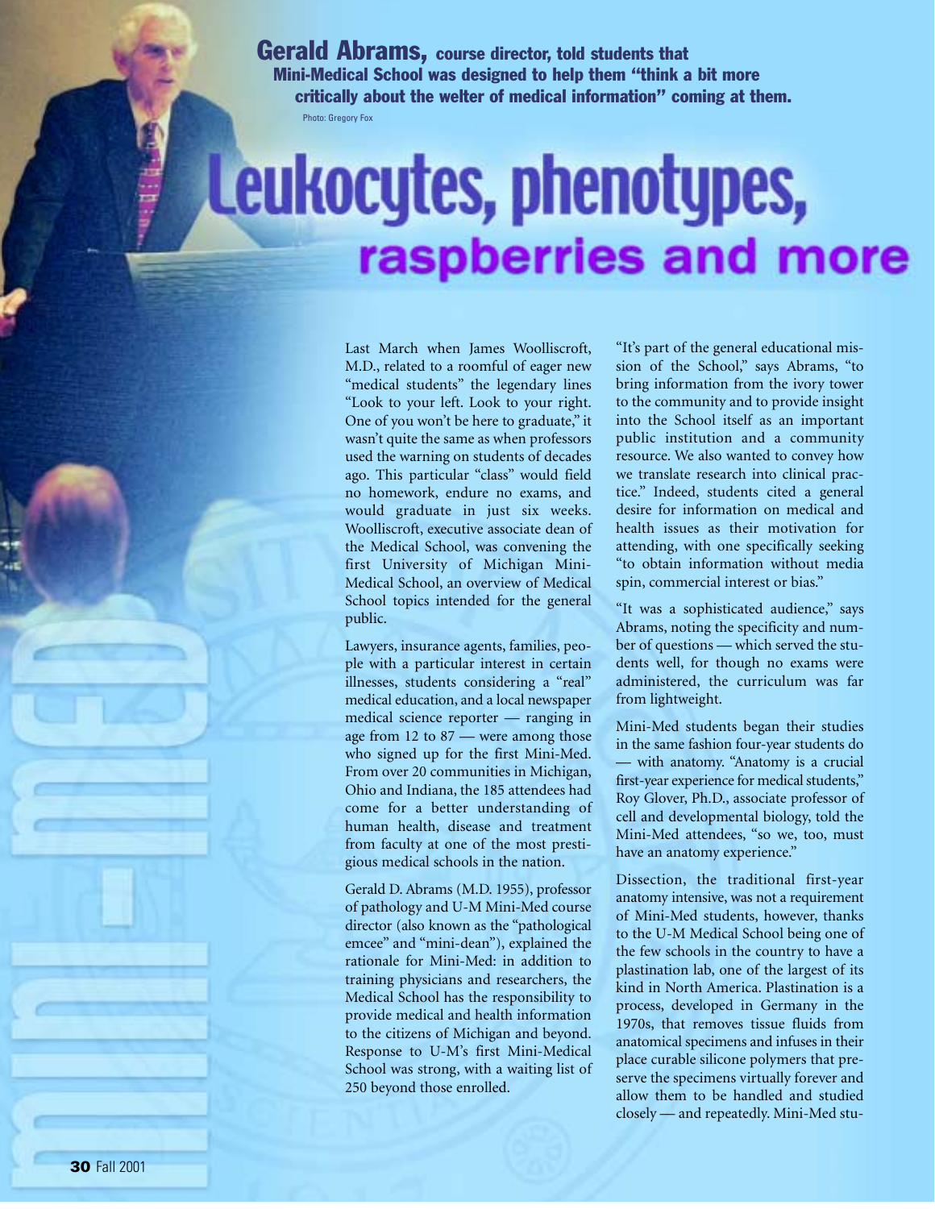**Gerald Abrams,** course director, told students that Mini-Medical School was designed to help them "think a bit more critically about the welter of medical information" coming at them.

Photo: Gregory Fox

# Leukocytes, phenotypes, raspberries and more

Last March when James Woolliscroft, M.D., related to a roomful of eager new "medical students" the legendary lines "Look to your left. Look to your right. One of you won't be here to graduate," it wasn't quite the same as when professors used the warning on students of decades ago. This particular "class" would field no homework, endure no exams, and would graduate in just six weeks. Woolliscroft, executive associate dean of the Medical School, was convening the first University of Michigan Mini-Medical School, an overview of Medical School topics intended for the general public.

Lawyers, insurance agents, families, people with a particular interest in certain illnesses, students considering a "real" medical education, and a local newspaper medical science reporter — ranging in age from 12 to 87 — were among those who signed up for the first Mini-Med. From over 20 communities in Michigan, Ohio and Indiana, the 185 attendees had come for a better understanding of human health, disease and treatment from faculty at one of the most prestigious medical schools in the nation.

Gerald D. Abrams (M.D. 1955), professor of pathology and U-M Mini-Med course director (also known as the "pathological emcee" and "mini-dean"), explained the rationale for Mini-Med: in addition to training physicians and researchers, the Medical School has the responsibility to provide medical and health information to the citizens of Michigan and beyond. Response to U-M's first Mini-Medical School was strong, with a waiting list of 250 beyond those enrolled.

"It's part of the general educational mission of the School," says Abrams, "to bring information from the ivory tower to the community and to provide insight into the School itself as an important public institution and a community resource. We also wanted to convey how we translate research into clinical practice." Indeed, students cited a general desire for information on medical and health issues as their motivation for attending, with one specifically seeking "to obtain information without media spin, commercial interest or bias."

"It was a sophisticated audience," says Abrams, noting the specificity and number of questions — which served the students well, for though no exams were administered, the curriculum was far from lightweight.

Mini-Med students began their studies in the same fashion four-year students do — with anatomy. "Anatomy is a crucial first-year experience for medical students," Roy Glover, Ph.D., associate professor of cell and developmental biology, told the Mini-Med attendees, "so we, too, must have an anatomy experience."

Dissection, the traditional first-year anatomy intensive, was not a requirement of Mini-Med students, however, thanks to the U-M Medical School being one of the few schools in the country to have a plastination lab, one of the largest of its kind in North America. Plastination is a process, developed in Germany in the 1970s, that removes tissue fluids from anatomical specimens and infuses in their place curable silicone polymers that preserve the specimens virtually forever and allow them to be handled and studied closely — and repeatedly. Mini-Med stu-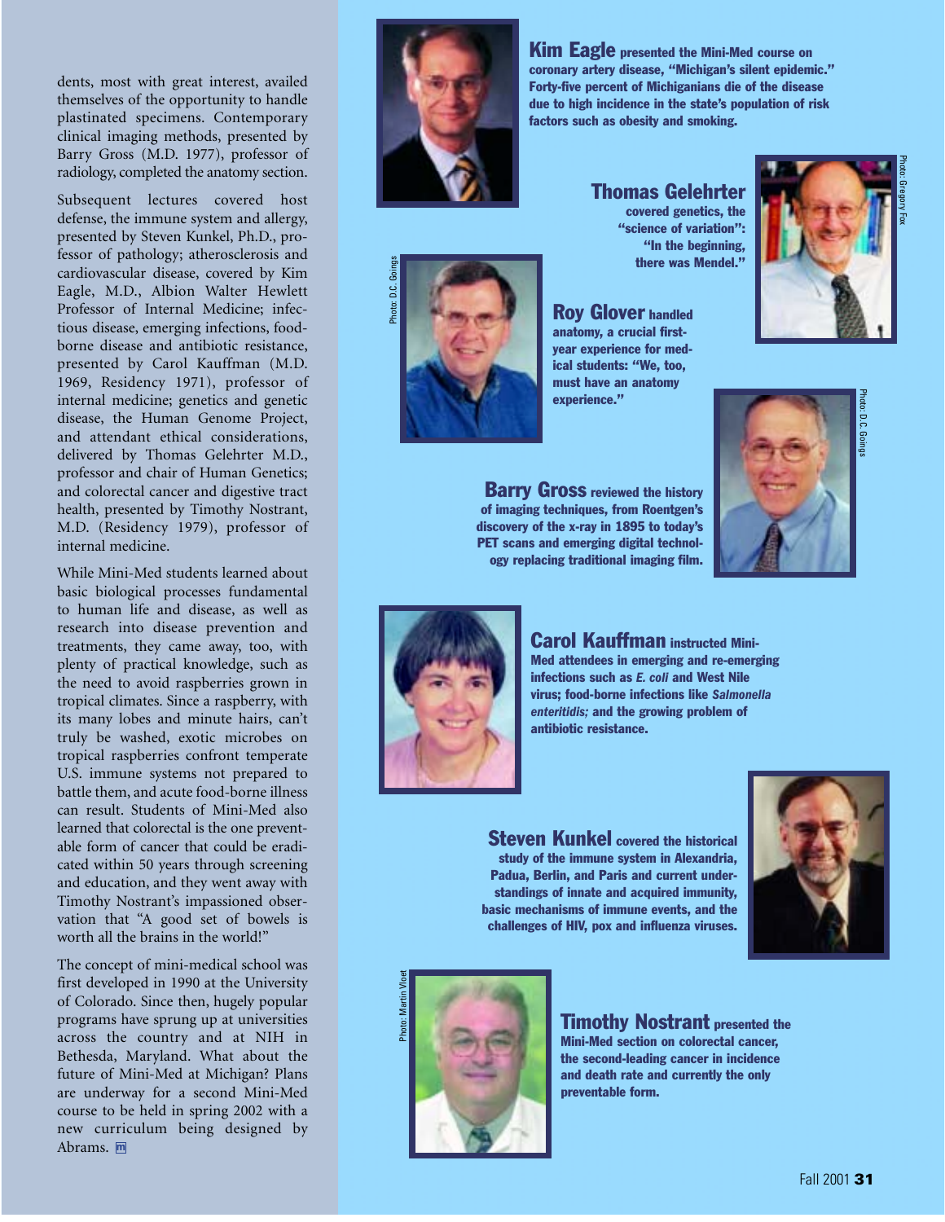dents, most with great interest, availed themselves of the opportunity to handle plastinated specimens. Contemporary clinical imaging methods, presented by Barry Gross (M.D. 1977), professor of radiology, completed the anatomy section.

Subsequent lectures covered host defense, the immune system and allergy, presented by Steven Kunkel, Ph.D., professor of pathology; atherosclerosis and cardiovascular disease, covered by Kim Eagle, M.D., Albion Walter Hewlett Professor of Internal Medicine; infectious disease, emerging infections, food-borne disease and antibiotic resistance, presented by Carol Kauffman (M.D. 1969, Residency 1971), professor of internal medicine; genetics and genetic disease, the Human Genome Project, and attendant ethical considerations, delivered by Thomas Gelehrter M.D., professor and chair of Human Genetics; and colorectal cancer and digestive tract health, presented by Timothy Nostrant, M.D. (Residency 1979), professor of internal medicine.

While Mini-Med students learned about basic biological processes fundamental to human life and disease, as well as research into disease prevention and treatments, they came away, too, with plenty of practical knowledge, such as the need to avoid raspberries grown in tropical climates. Since a raspberry, with its many lobes and minute hairs, can't truly be washed, exotic microbes on tropical raspberries confront temperate U.S. immune systems not prepared to battle them, and acute food-borne illness can result. Students of Mini-Med also learned that colorectal is the one preventable form of cancer that could be eradicated within 50 years through screening and education, and they went away with Timothy Nostrant's impassioned observation that "A good set of bowels is worth all the brains in the world!"

The concept of mini-medical school was first developed in 1990 at the University of Colorado. Since then, hugely popular programs have sprung up at universities across the country and at NIH in Bethesda, Maryland. What about the future of Mini-Med at Michigan? Plans are underway for a second Mini-Med course to be held in spring 2002 with a new curriculum being designed by Abrams.

**Kim Eagle** presented the Mini-Med course on coronary artery disease, "Michigan's silent epidemic." Forty-five percent of Michiganians die of the disease due to high incidence in the state's population of risk factors such as obesity and smoking.

**Thomas Gelehrter** covered genetics, the "science of variation": "In the beginning, there was Mendel."

Photo: Gregory Fox

**Roy Glover** handled anatomy, a crucial first-year experience for medical students: "We, too, must have an anatomy experience."

Photo: D.C. Goings

**Barry Gross** reviewed the history of imaging techniques, from Roentgen's discovery of the x-ray in 1895 to today's PET scans and emerging digital technology replacing traditional imaging film.

Photo: D.C. Goings

**Carol Kauffman** instructed Mini-Med attendees in emerging and re-emerging infections such as *E. coli* and West Nile virus; food-borne infections like *Salmonella enteritidis;* and the growing problem of antibiotic resistance.

**Steven Kunkel** covered the historical study of the immune system in Alexandria, Padua, Berlin, and Paris and current understandings of innate and acquired immunity, basic mechanisms of immune events, and the challenges of HIV, pox and influenza viruses.

**Timothy Nostrant** presented the Mini-Med section on colorectal cancer, the second-leading cancer in incidence and death rate and currently the only preventable form.

Photo: Martin Vloet